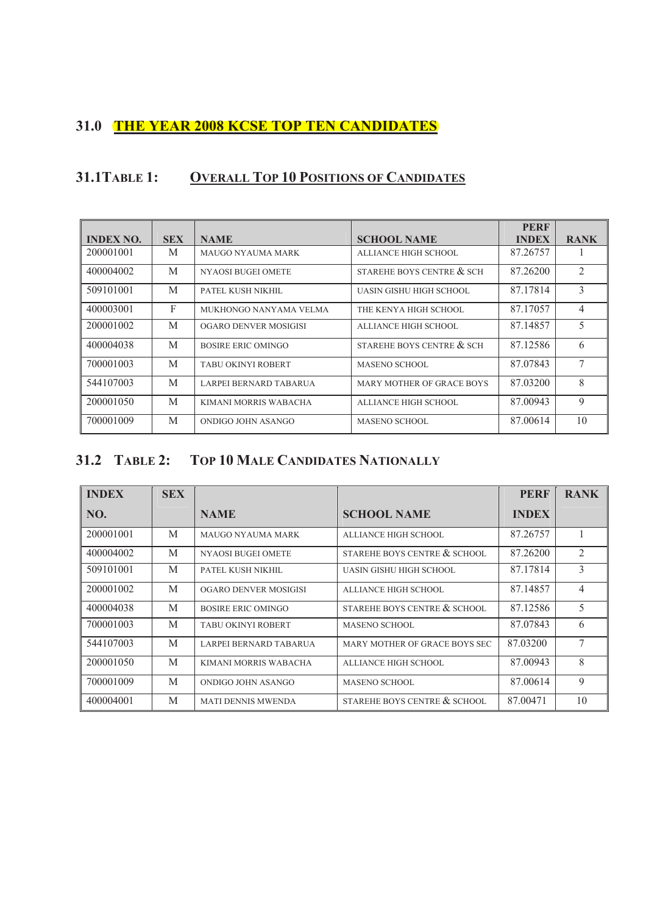## 31.0 THE YEAR 2008 KCSE TOP TEN CANDIDATES

### 31.1 TABLE 1: OVERALL TOP 10 POSITIONS OF CANDIDATES

| INDEX NO. | SEX | NAME | SCHOOL NAME | PERF INDEX | RANK |
|---|---|---|---|---|---|
| 200001001 | M | MAUGO NYAUMA MARK | ALLIANCE HIGH SCHOOL | 87.26757 | 1 |
| 400004002 | M | NYAOSI BUGEI OMETE | STAREHE BOYS CENTRE & SCH | 87.26200 | 2 |
| 509101001 | M | PATEL KUSH NIKHIL | UASIN GISHU HIGH SCHOOL | 87.17814 | 3 |
| 400003001 | F | MUKHONGO NANYAMA VELMA | THE KENYA HIGH SCHOOL | 87.17057 | 4 |
| 200001002 | M | OGARO DENVER MOSIGISI | ALLIANCE HIGH SCHOOL | 87.14857 | 5 |
| 400004038 | M | BOSIRE ERIC OMINGO | STAREHE BOYS CENTRE & SCH | 87.12586 | 6 |
| 700001003 | M | TABU OKINYI ROBERT | MASENO SCHOOL | 87.07843 | 7 |
| 544107003 | M | LARPEI BERNARD TABARUA | MARY MOTHER OF GRACE BOYS | 87.03200 | 8 |
| 200001050 | M | KIMANI MORRIS WABACHA | ALLIANCE HIGH SCHOOL | 87.00943 | 9 |
| 700001009 | M | ONDIGO JOHN ASANGO | MASENO SCHOOL | 87.00614 | 10 |

### 31.2 TABLE 2: TOP 10 MALE CANDIDATES NATIONALLY

| INDEX NO. | SEX | NAME | SCHOOL NAME | PERF INDEX | RANK |
|---|---|---|---|---|---|
| 200001001 | M | MAUGO NYAUMA MARK | ALLIANCE HIGH SCHOOL | 87.26757 | 1 |
| 400004002 | M | NYAOSI BUGEI OMETE | STAREHE BOYS CENTRE & SCHOOL | 87.26200 | 2 |
| 509101001 | M | PATEL KUSH NIKHIL | UASIN GISHU HIGH SCHOOL | 87.17814 | 3 |
| 200001002 | M | OGARO DENVER MOSIGISI | ALLIANCE HIGH SCHOOL | 87.14857 | 4 |
| 400004038 | M | BOSIRE ERIC OMINGO | STAREHE BOYS CENTRE & SCHOOL | 87.12586 | 5 |
| 700001003 | M | TABU OKINYI ROBERT | MASENO SCHOOL | 87.07843 | 6 |
| 544107003 | M | LARPEI BERNARD TABARUA | MARY MOTHER OF GRACE BOYS SEC | 87.03200 | 7 |
| 200001050 | M | KIMANI MORRIS WABACHA | ALLIANCE HIGH SCHOOL | 87.00943 | 8 |
| 700001009 | M | ONDIGO JOHN ASANGO | MASENO SCHOOL | 87.00614 | 9 |
| 400004001 | M | MATI DENNIS MWENDA | STAREHE BOYS CENTRE & SCHOOL | 87.00471 | 10 |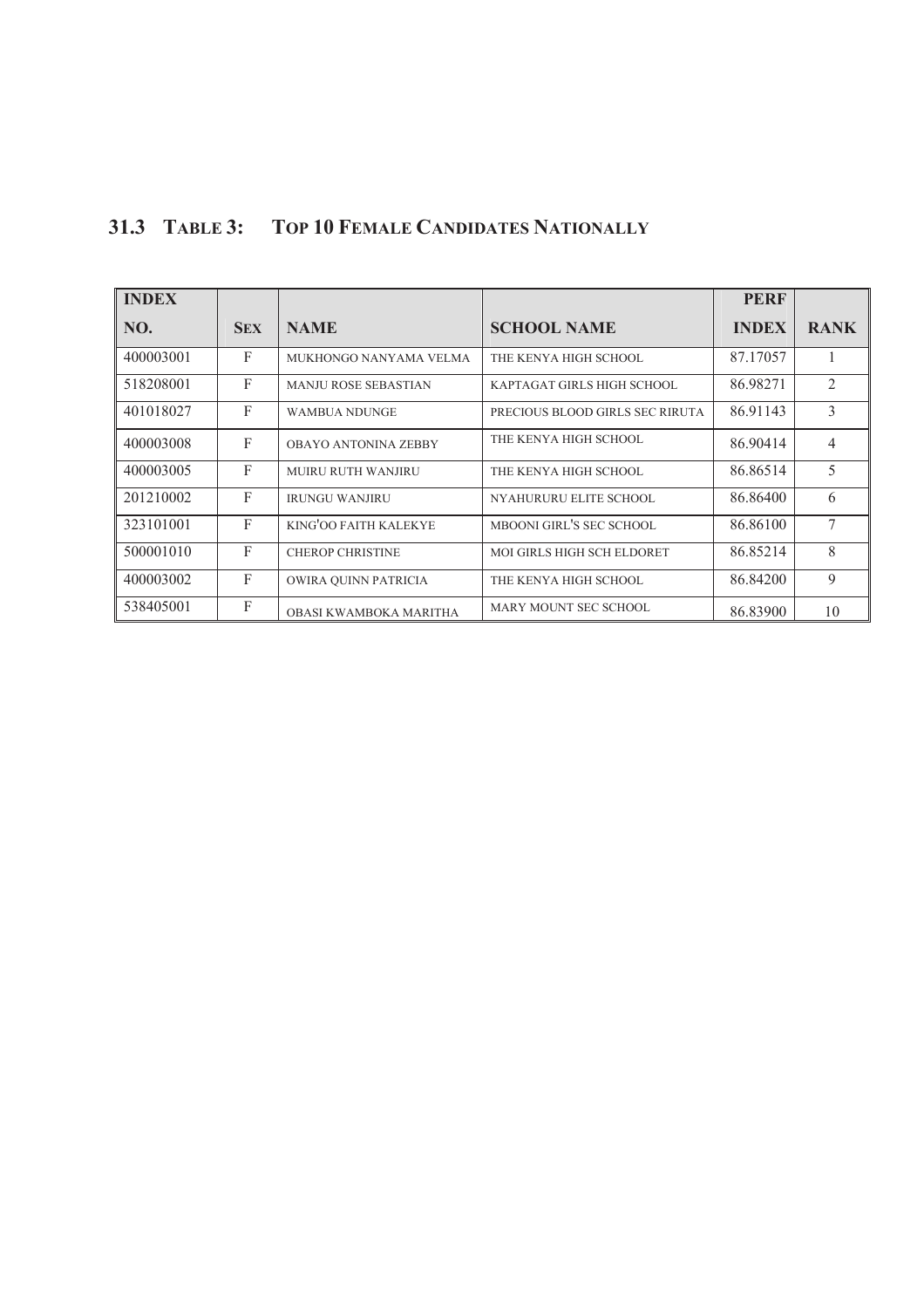## 31.3 TABLE 3: TOP 10 FEMALE CANDIDATES NATIONALLY

| INDEX NO. | SEX | NAME | SCHOOL NAME | PERF INDEX | RANK |
|---|---|---|---|---|---|
| 400003001 | F | MUKHONGO NANYAMA VELMA | THE KENYA HIGH SCHOOL | 87.17057 | 1 |
| 518208001 | F | MANJU ROSE SEBASTIAN | KAPTAGAT GIRLS HIGH SCHOOL | 86.98271 | 2 |
| 401018027 | F | WAMBUA NDUNGE | PRECIOUS BLOOD GIRLS SEC RIRUTA | 86.91143 | 3 |
| 400003008 | F | OBAYO ANTONINA ZEBBY | THE KENYA HIGH SCHOOL | 86.90414 | 4 |
| 400003005 | F | MUIRU RUTH WANJIRU | THE KENYA HIGH SCHOOL | 86.86514 | 5 |
| 201210002 | F | IRUNGU WANJIRU | NYAHURURU ELITE SCHOOL | 86.86400 | 6 |
| 323101001 | F | KING'OO FAITH KALEKYE | MBOONI GIRL'S SEC SCHOOL | 86.86100 | 7 |
| 500001010 | F | CHEROP CHRISTINE | MOI GIRLS HIGH SCH ELDORET | 86.85214 | 8 |
| 400003002 | F | OWIRA QUINN PATRICIA | THE KENYA HIGH SCHOOL | 86.84200 | 9 |
| 538405001 | F | OBASI KWAMBOKA MARITHA | MARY MOUNT SEC SCHOOL | 86.83900 | 10 |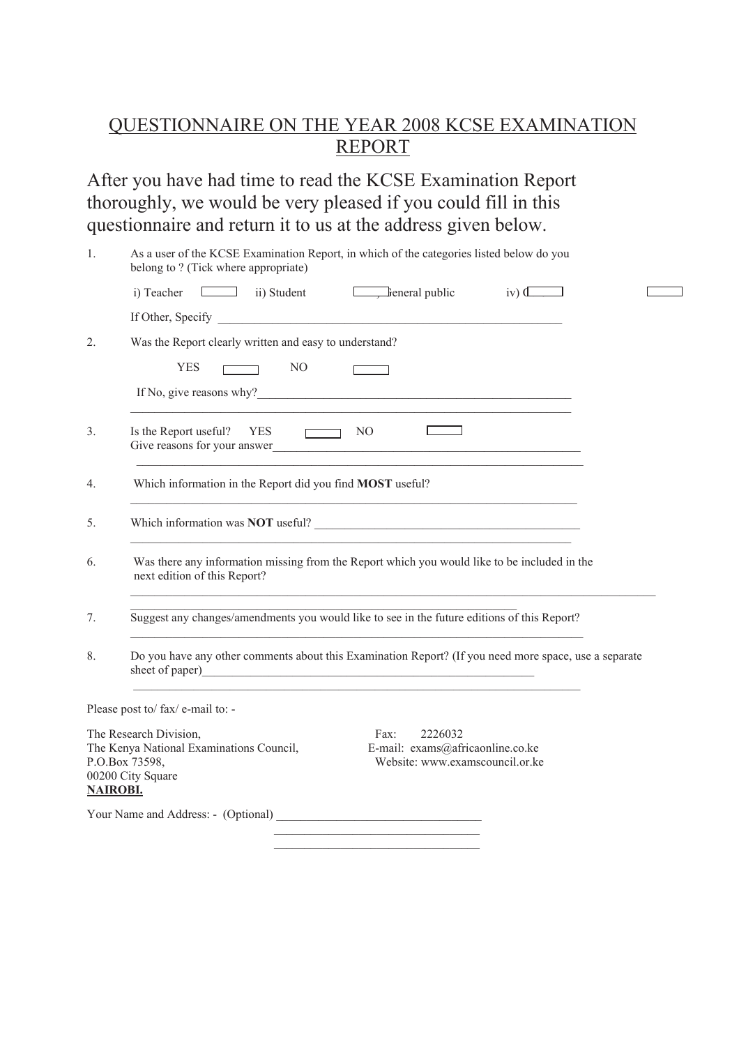# QUESTIONNAIRE ON THE YEAR 2008 KCSE EXAMINATION REPORT

After you have had time to read the KCSE Examination Report thoroughly, we would be very pleased if you could fill in this questionnaire and return it to us at the address given below.

1. As a user of the KCSE Examination Report, in which of the categories listed below do you belong to ? (Tick where appropriate)

   i) Teacher ☐ ii) Student ☐ iii) General public ☐ iv) Other ☐

   If Other, Specify \_\_\_\_\_\_\_\_\_\_\_\_\_\_\_\_\_\_\_\_\_\_\_\_\_\_\_\_\_\_\_\_\_\_\_\_\_\_\_\_\_\_\_\_

2. Was the Report clearly written and easy to understand?

   YES ☐ NO ☐

   If No, give reasons why?\_\_\_\_\_\_\_\_\_\_\_\_\_\_\_\_\_\_\_\_\_\_\_\_\_\_\_\_\_\_\_\_\_\_\_\_\_\_\_\_
   \_\_\_\_\_\_\_\_\_\_\_\_\_\_\_\_\_\_\_\_\_\_\_\_\_\_\_\_\_\_\_\_\_\_\_\_\_\_\_\_\_\_\_\_\_\_\_\_\_\_\_\_\_\_\_\_\_\_\_\_

3. Is the Report useful? YES ☐ NO ☐
   Give reasons for your answer\_\_\_\_\_\_\_\_\_\_\_\_\_\_\_\_\_\_\_\_\_\_\_\_\_\_\_\_\_\_\_\_\_\_\_\_\_\_\_\_
   \_\_\_\_\_\_\_\_\_\_\_\_\_\_\_\_\_\_\_\_\_\_\_\_\_\_\_\_\_\_\_\_\_\_\_\_\_\_\_\_\_\_\_\_\_\_\_\_\_\_\_\_\_\_\_\_\_\_\_\_

4. Which information in the Report did you find **MOST** useful?
   \_\_\_\_\_\_\_\_\_\_\_\_\_\_\_\_\_\_\_\_\_\_\_\_\_\_\_\_\_\_\_\_\_\_\_\_\_\_\_\_\_\_\_\_\_\_\_\_\_\_\_\_\_\_\_\_\_\_\_\_

5. Which information was **NOT** useful? \_\_\_\_\_\_\_\_\_\_\_\_\_\_\_\_\_\_\_\_\_\_\_\_\_\_\_\_\_\_\_\_\_\_\_\_
   \_\_\_\_\_\_\_\_\_\_\_\_\_\_\_\_\_\_\_\_\_\_\_\_\_\_\_\_\_\_\_\_\_\_\_\_\_\_\_\_\_\_\_\_\_\_\_\_\_\_\_\_\_\_\_\_\_\_\_\_

6. Was there any information missing from the Report which you would like to be included in the next edition of this Report?
   \_\_\_\_\_\_\_\_\_\_\_\_\_\_\_\_\_\_\_\_\_\_\_\_\_\_\_\_\_\_\_\_\_\_\_\_\_\_\_\_\_\_\_\_\_\_\_\_\_\_\_\_\_\_\_\_\_\_\_\_

7. Suggest any changes/amendments you would like to see in the future editions of this Report?
   \_\_\_\_\_\_\_\_\_\_\_\_\_\_\_\_\_\_\_\_\_\_\_\_\_\_\_\_\_\_\_\_\_\_\_\_\_\_\_\_\_\_\_\_\_\_\_\_\_\_\_\_\_\_\_\_\_\_\_\_

8. Do you have any other comments about this Examination Report? (If you need more space, use a separate sheet of paper)\_\_\_\_\_\_\_\_\_\_\_\_\_\_\_\_\_\_\_\_\_\_\_\_\_\_\_\_\_\_\_\_\_\_\_\_\_\_\_\_\_\_\_\_
   \_\_\_\_\_\_\_\_\_\_\_\_\_\_\_\_\_\_\_\_\_\_\_\_\_\_\_\_\_\_\_\_\_\_\_\_\_\_\_\_\_\_\_\_\_\_\_\_\_\_\_\_\_\_\_\_\_\_\_\_

Please post to/ fax/ e-mail to: -

The Research Division,
The Kenya National Examinations Council,
P.O.Box 73598,
00200 City Square
**NAIROBI.**

Fax: 2226032
E-mail: exams@africaonline.co.ke
Website: www.examscouncil.or.ke

Your Name and Address: - (Optional) \_\_\_\_\_\_\_\_\_\_\_\_\_\_\_\_\_\_\_\_\_\_\_\_\_\_\_\_\_\_\_\_
\_\_\_\_\_\_\_\_\_\_\_\_\_\_\_\_\_\_\_\_\_\_\_\_\_\_\_\_\_\_\_\_
\_\_\_\_\_\_\_\_\_\_\_\_\_\_\_\_\_\_\_\_\_\_\_\_\_\_\_\_\_\_\_\_